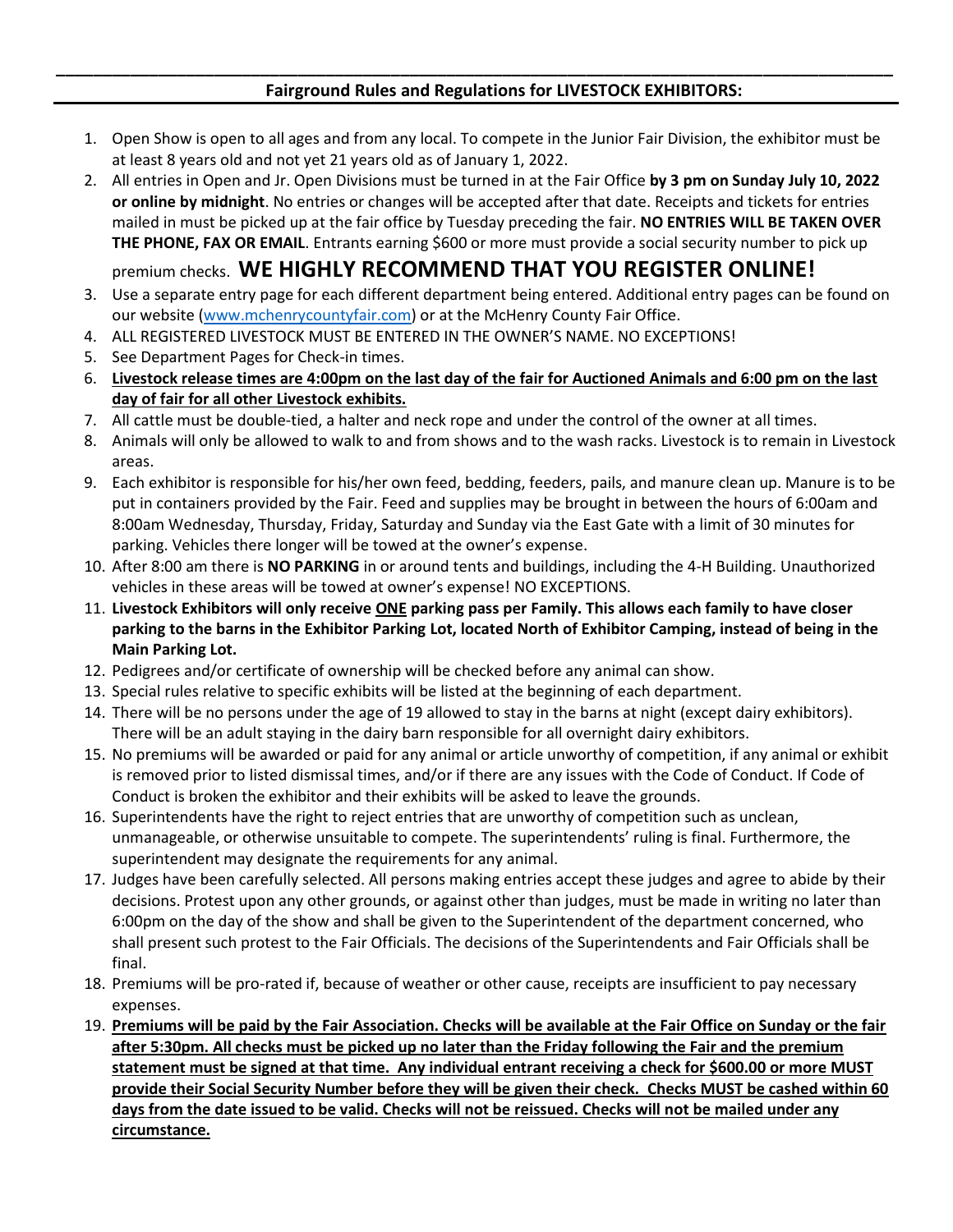## Fairground Rules and Regulations for LIVESTOCK EXHIBITORS:

1. Open Show is open to all ages and from any local. To compete in the Junior Fair Division, the exhibitor must be at least 8 years old and not yet 21 years old as of January 1, 2022.
2. All entries in Open and Jr. Open Divisions must be turned in at the Fair Office **by 3 pm on Sunday July 10, 2022 or online by midnight**. No entries or changes will be accepted after that date. Receipts and tickets for entries mailed in must be picked up at the fair office by Tuesday preceding the fair. **NO ENTRIES WILL BE TAKEN OVER THE PHONE, FAX OR EMAIL**. Entrants earning $600 or more must provide a social security number to pick up premium checks. **WE HIGHLY RECOMMEND THAT YOU REGISTER ONLINE!**
3. Use a separate entry page for each different department being entered. Additional entry pages can be found on our website (www.mchenrycountyfair.com) or at the McHenry County Fair Office.
4. ALL REGISTERED LIVESTOCK MUST BE ENTERED IN THE OWNER'S NAME. NO EXCEPTIONS!
5. See Department Pages for Check-in times.
6. **Livestock release times are 4:00pm on the last day of the fair for Auctioned Animals and 6:00 pm on the last day of fair for all other Livestock exhibits.**
7. All cattle must be double-tied, a halter and neck rope and under the control of the owner at all times.
8. Animals will only be allowed to walk to and from shows and to the wash racks. Livestock is to remain in Livestock areas.
9. Each exhibitor is responsible for his/her own feed, bedding, feeders, pails, and manure clean up. Manure is to be put in containers provided by the Fair. Feed and supplies may be brought in between the hours of 6:00am and 8:00am Wednesday, Thursday, Friday, Saturday and Sunday via the East Gate with a limit of 30 minutes for parking. Vehicles there longer will be towed at the owner's expense.
10. After 8:00 am there is **NO PARKING** in or around tents and buildings, including the 4-H Building. Unauthorized vehicles in these areas will be towed at owner's expense! NO EXCEPTIONS.
11. **Livestock Exhibitors will only receive ONE parking pass per Family. This allows each family to have closer parking to the barns in the Exhibitor Parking Lot, located North of Exhibitor Camping, instead of being in the Main Parking Lot.**
12. Pedigrees and/or certificate of ownership will be checked before any animal can show.
13. Special rules relative to specific exhibits will be listed at the beginning of each department.
14. There will be no persons under the age of 19 allowed to stay in the barns at night (except dairy exhibitors). There will be an adult staying in the dairy barn responsible for all overnight dairy exhibitors.
15. No premiums will be awarded or paid for any animal or article unworthy of competition, if any animal or exhibit is removed prior to listed dismissal times, and/or if there are any issues with the Code of Conduct. If Code of Conduct is broken the exhibitor and their exhibits will be asked to leave the grounds.
16. Superintendents have the right to reject entries that are unworthy of competition such as unclean, unmanageable, or otherwise unsuitable to compete. The superintendents' ruling is final. Furthermore, the superintendent may designate the requirements for any animal.
17. Judges have been carefully selected. All persons making entries accept these judges and agree to abide by their decisions. Protest upon any other grounds, or against other than judges, must be made in writing no later than 6:00pm on the day of the show and shall be given to the Superintendent of the department concerned, who shall present such protest to the Fair Officials. The decisions of the Superintendents and Fair Officials shall be final.
18. Premiums will be pro-rated if, because of weather or other cause, receipts are insufficient to pay necessary expenses.
19. **Premiums will be paid by the Fair Association. Checks will be available at the Fair Office on Sunday or the fair after 5:30pm. All checks must be picked up no later than the Friday following the Fair and the premium statement must be signed at that time. Any individual entrant receiving a check for $600.00 or more MUST provide their Social Security Number before they will be given their check. Checks MUST be cashed within 60 days from the date issued to be valid. Checks will not be reissued. Checks will not be mailed under any circumstance.**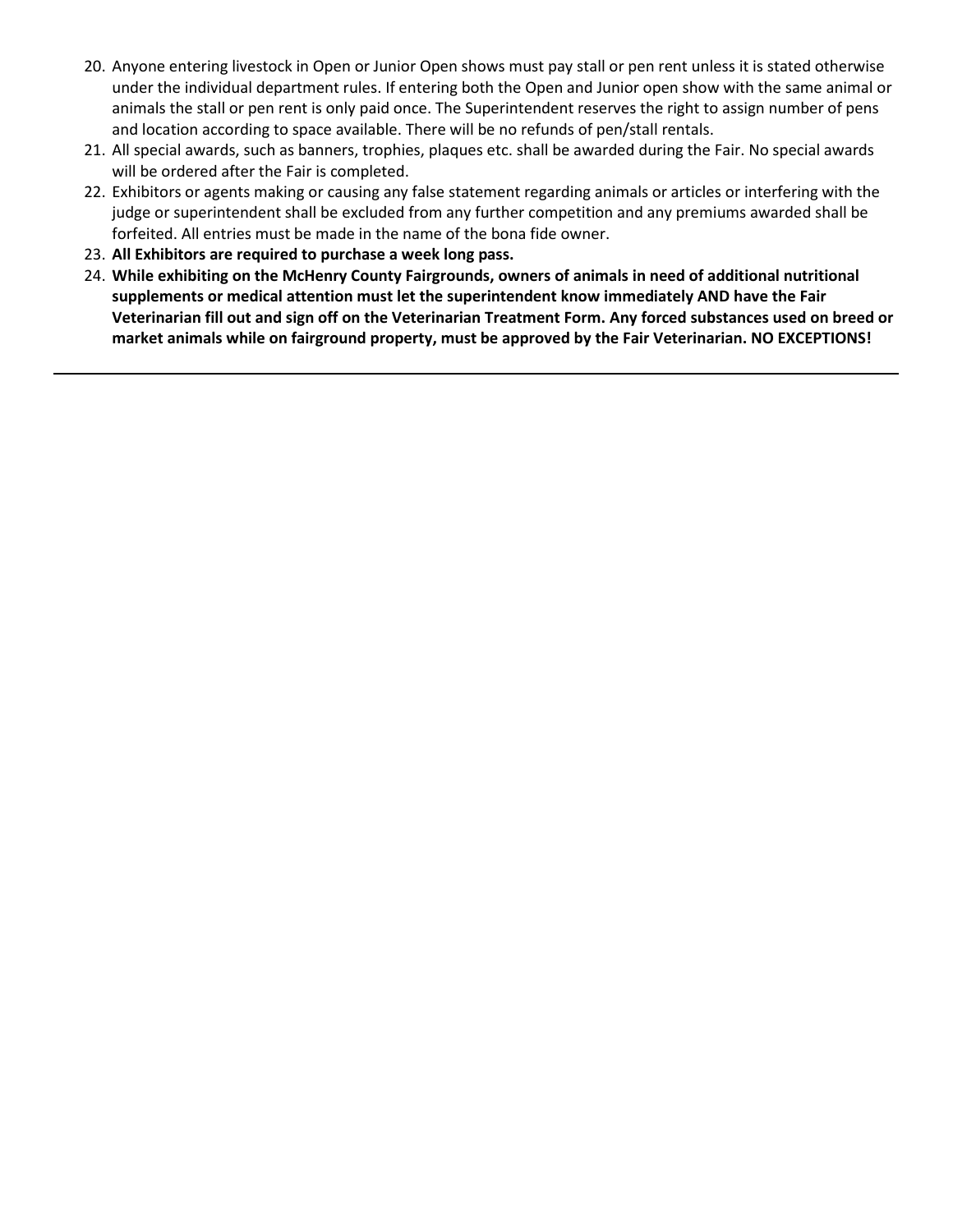20. Anyone entering livestock in Open or Junior Open shows must pay stall or pen rent unless it is stated otherwise under the individual department rules. If entering both the Open and Junior open show with the same animal or animals the stall or pen rent is only paid once. The Superintendent reserves the right to assign number of pens and location according to space available. There will be no refunds of pen/stall rentals.
21. All special awards, such as banners, trophies, plaques etc. shall be awarded during the Fair. No special awards will be ordered after the Fair is completed.
22. Exhibitors or agents making or causing any false statement regarding animals or articles or interfering with the judge or superintendent shall be excluded from any further competition and any premiums awarded shall be forfeited. All entries must be made in the name of the bona fide owner.
23. **All Exhibitors are required to purchase a week long pass.**
24. **While exhibiting on the McHenry County Fairgrounds, owners of animals in need of additional nutritional supplements or medical attention must let the superintendent know immediately AND have the Fair Veterinarian fill out and sign off on the Veterinarian Treatment Form. Any forced substances used on breed or market animals while on fairground property, must be approved by the Fair Veterinarian. NO EXCEPTIONS!**

---